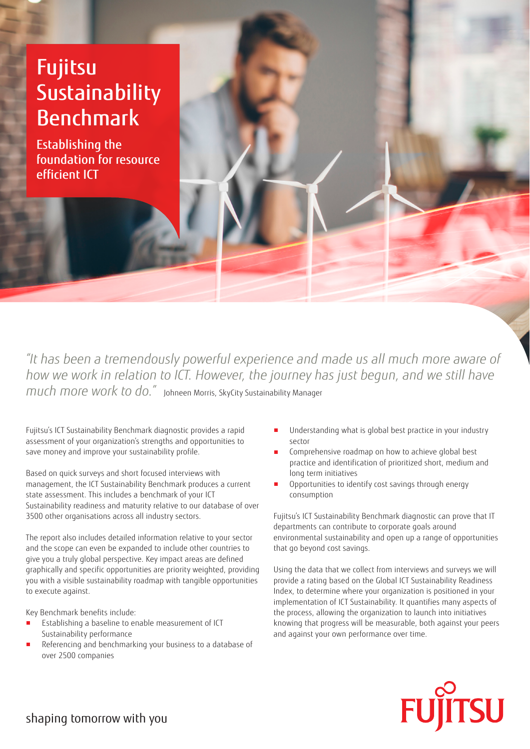# Fujitsu Sustainability Benchmark

## Establishing the foundation for resource efficient ICT

*"It has been a tremendously powerful experience and made us all much more aware of how we work in relation to ICT. However, the journey has just begun, and we still have much more work to do."* Johneen Morris, SkyCity Sustainability Manager

Fujitsu's ICT Sustainability Benchmark diagnostic provides a rapid assessment of your organization's strengths and opportunities to save money and improve your sustainability profile.

Based on quick surveys and short focused interviews with management, the ICT Sustainability Benchmark produces a current state assessment. This includes a benchmark of your ICT Sustainability readiness and maturity relative to our database of over 3500 other organisations across all industry sectors.

The report also includes detailed information relative to your sector and the scope can even be expanded to include other countries to give you a truly global perspective. Key impact areas are defined graphically and specific opportunities are priority weighted, providing you with a visible sustainability roadmap with tangible opportunities to execute against.

Key Benchmark benefits include:

- Establishing a baseline to enable measurement of ICT Sustainability performance
- Referencing and benchmarking your business to a database of over 2500 companies
- Understanding what is global best practice in your industry sector
- Comprehensive roadmap on how to achieve global best practice and identification of prioritized short, medium and long term initiatives
- Opportunities to identify cost savings through energy consumption

Fujitsu's ICT Sustainability Benchmark diagnostic can prove that IT departments can contribute to corporate goals around environmental sustainability and open up a range of opportunities that go beyond cost savings.

Using the data that we collect from interviews and surveys we will provide a rating based on the Global ICT Sustainability Readiness Index, to determine where your organization is positioned in your implementation of ICT Sustainability. It quantifies many aspects of the process, allowing the organization to launch into initiatives knowing that progress will be measurable, both against your peers and against your own performance over time.

shaping tomorrow with you

FUJITSU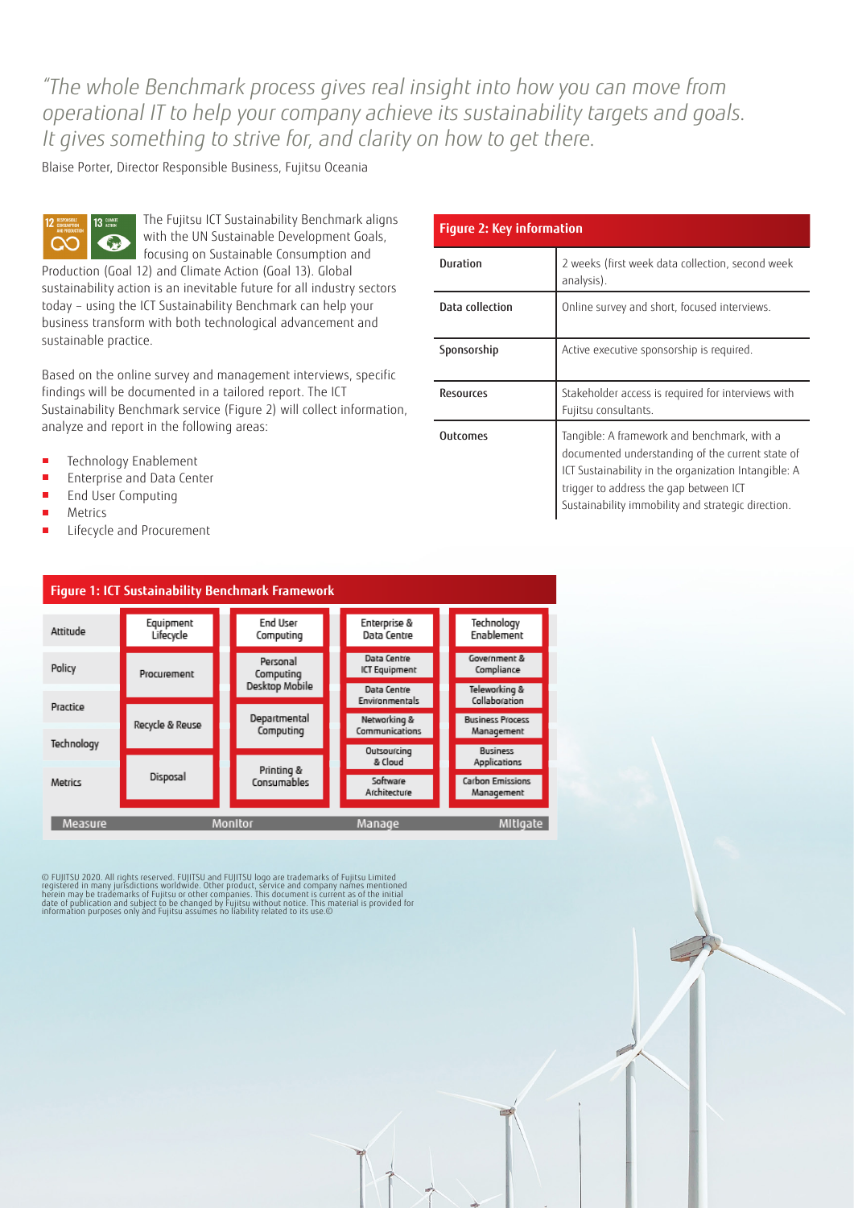*"The whole Benchmark process gives real insight into how you can move from operational IT to help your company achieve its sustainability targets and goals. It gives something to strive for, and clarity on how to get there.*

Blaise Porter, Director Responsible Business, Fujitsu Oceania

The Fujitsu ICT Sustainability Benchmark aligns with the UN Sustainable Development Goals, focusing on Sustainable Consumption and Production (Goal 12) and Climate Action (Goal 13). Global sustainability action is an inevitable future for all industry sectors today – using the ICT Sustainability Benchmark can help your business transform with both technological advancement and sustainable practice.

Based on the online survey and management interviews, specific findings will be documented in a tailored report. The ICT Sustainability Benchmark service (Figure 2) will collect information, analyze and report in the following areas:

- Technology Enablement
- Enterprise and Data Center
- End User Computing
- Metrics
- Lifecycle and Procurement

**Figure 2: Key information**

| | |
|---|---|
| Duration | 2 weeks (first week data collection, second week analysis). |
| Data collection | Online survey and short, focused interviews. |
| Sponsorship | Active executive sponsorship is required. |
| Resources | Stakeholder access is required for interviews with Fujitsu consultants. |
| Outcomes | Tangible: A framework and benchmark, with a documented understanding of the current state of ICT Sustainability in the organization Intangible: A trigger to address the gap between ICT Sustainability immobility and strategic direction. |

**Figure 1: ICT Sustainability Benchmark Framework**

Attitude
Policy
Practice
Technology
Metrics

Equipment Lifecycle
Procurement
Recycle & Reuse
Disposal

End User Computing
Personal Computing Desktop Mobile
Departmental Computing
Printing & Consumables

Enterprise & Data Centre
Data Centre ICT Equipment
Data Centre Environmentals
Networking & Communications
Outsourcing & Cloud
Software Architecture

Technology Enablement
Government & Compliance
Teleworking & Collaboration
Business Process Management
Business Applications
Carbon Emissions Management

Measure Monitor Manage Mitigate

© FUJITSU 2020. All rights reserved. FUJITSU and FUJITSU logo are trademarks of Fujitsu Limited registered in many jurisdictions worldwide. Other product, service and company names mentioned herein may be trademarks of Fujitsu or other companies. This document is current as of the initial date of publication and subject to be changed by Fujitsu without notice. This material is provided for information purposes only and Fujitsu assumes no liability related to its use.©